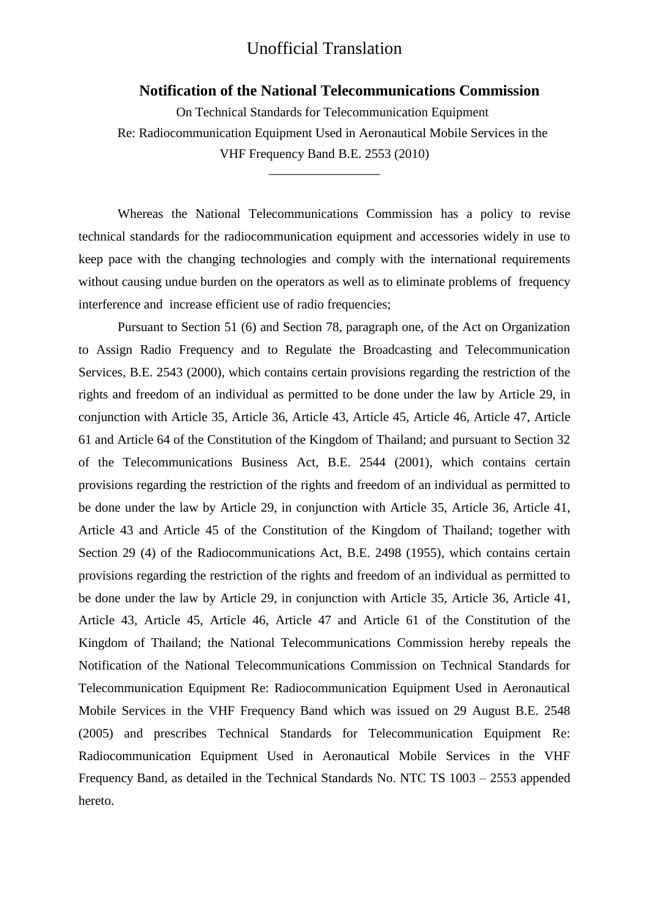Unofficial Translation

**Notification of the National Telecommunications Commission**

On Technical Standards for Telecommunication Equipment

Re: Radiocommunication Equipment Used in Aeronautical Mobile Services in the VHF Frequency Band B.E. 2553 (2010)

Whereas the National Telecommunications Commission has a policy to revise technical standards for the radiocommunication equipment and accessories widely in use to keep pace with the changing technologies and comply with the international requirements without causing undue burden on the operators as well as to eliminate problems of frequency interference and increase efficient use of radio frequencies;

Pursuant to Section 51 (6) and Section 78, paragraph one, of the Act on Organization to Assign Radio Frequency and to Regulate the Broadcasting and Telecommunication Services, B.E. 2543 (2000), which contains certain provisions regarding the restriction of the rights and freedom of an individual as permitted to be done under the law by Article 29, in conjunction with Article 35, Article 36, Article 43, Article 45, Article 46, Article 47, Article 61 and Article 64 of the Constitution of the Kingdom of Thailand; and pursuant to Section 32 of the Telecommunications Business Act, B.E. 2544 (2001), which contains certain provisions regarding the restriction of the rights and freedom of an individual as permitted to be done under the law by Article 29, in conjunction with Article 35, Article 36, Article 41, Article 43 and Article 45 of the Constitution of the Kingdom of Thailand; together with Section 29 (4) of the Radiocommunications Act, B.E. 2498 (1955), which contains certain provisions regarding the restriction of the rights and freedom of an individual as permitted to be done under the law by Article 29, in conjunction with Article 35, Article 36, Article 41, Article 43, Article 45, Article 46, Article 47 and Article 61 of the Constitution of the Kingdom of Thailand; the National Telecommunications Commission hereby repeals the Notification of the National Telecommunications Commission on Technical Standards for Telecommunication Equipment Re: Radiocommunication Equipment Used in Aeronautical Mobile Services in the VHF Frequency Band which was issued on 29 August B.E. 2548 (2005) and prescribes Technical Standards for Telecommunication Equipment Re: Radiocommunication Equipment Used in Aeronautical Mobile Services in the VHF Frequency Band, as detailed in the Technical Standards No. NTC TS 1003 – 2553 appended hereto.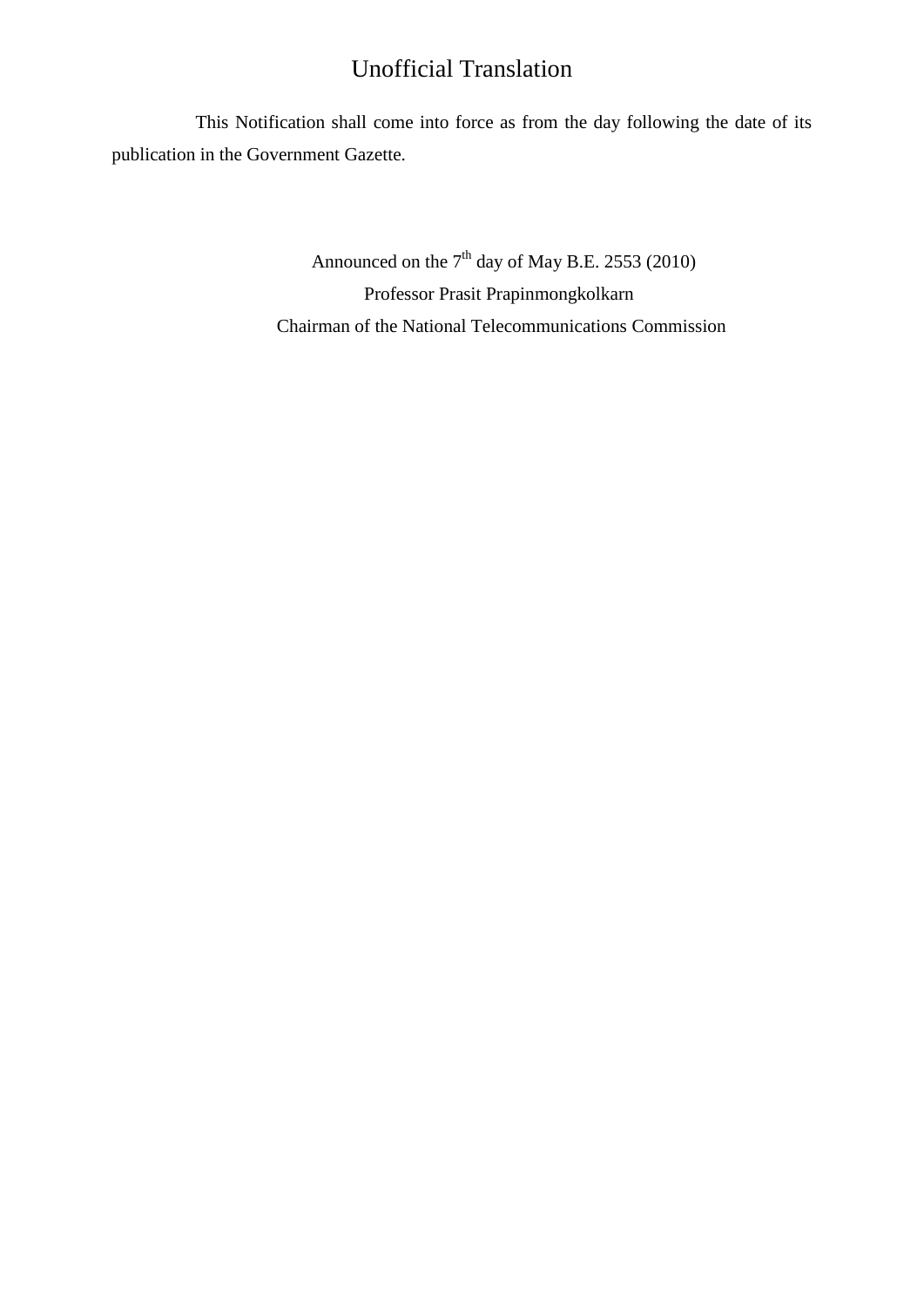Unofficial Translation

This Notification shall come into force as from the day following the date of its publication in the Government Gazette.

Announced on the 7th day of May B.E. 2553 (2010)

Professor Prasit Prapinmongkolkarn

Chairman of the National Telecommunications Commission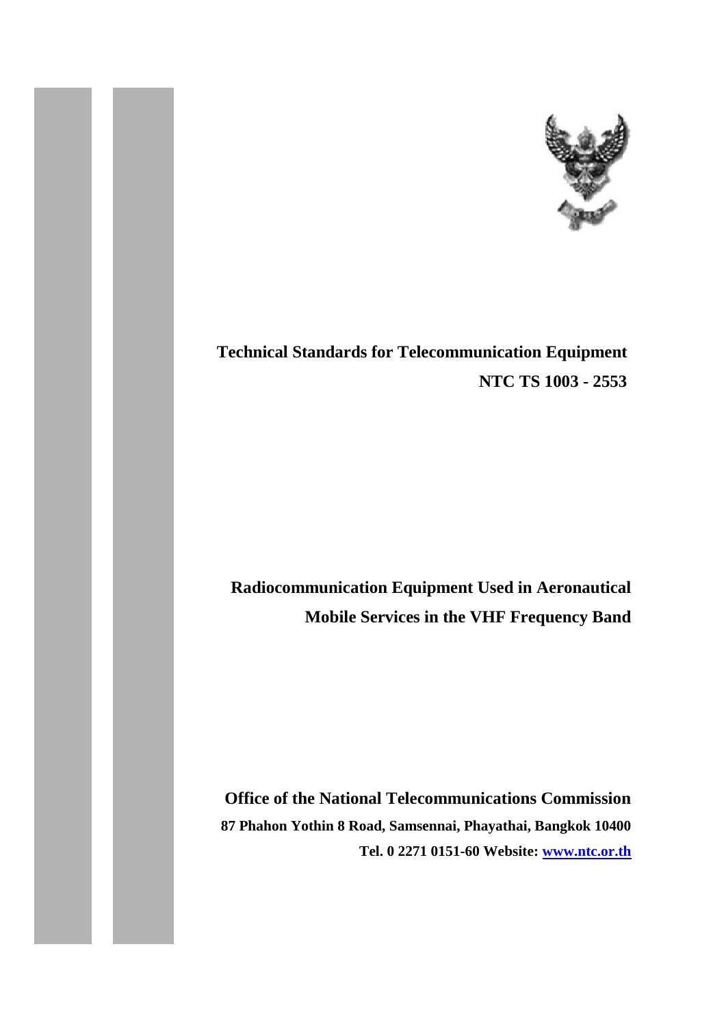# Technical Standards for Telecommunication Equipment

## NTC TS 1003 - 2553

# Radiocommunication Equipment Used in Aeronautical Mobile Services in the VHF Frequency Band

**Office of the National Telecommunications Commission**

**87 Phahon Yothin 8 Road, Samsennai, Phayathai, Bangkok 10400**

**Tel. 0 2271 0151-60 Website: www.ntc.or.th**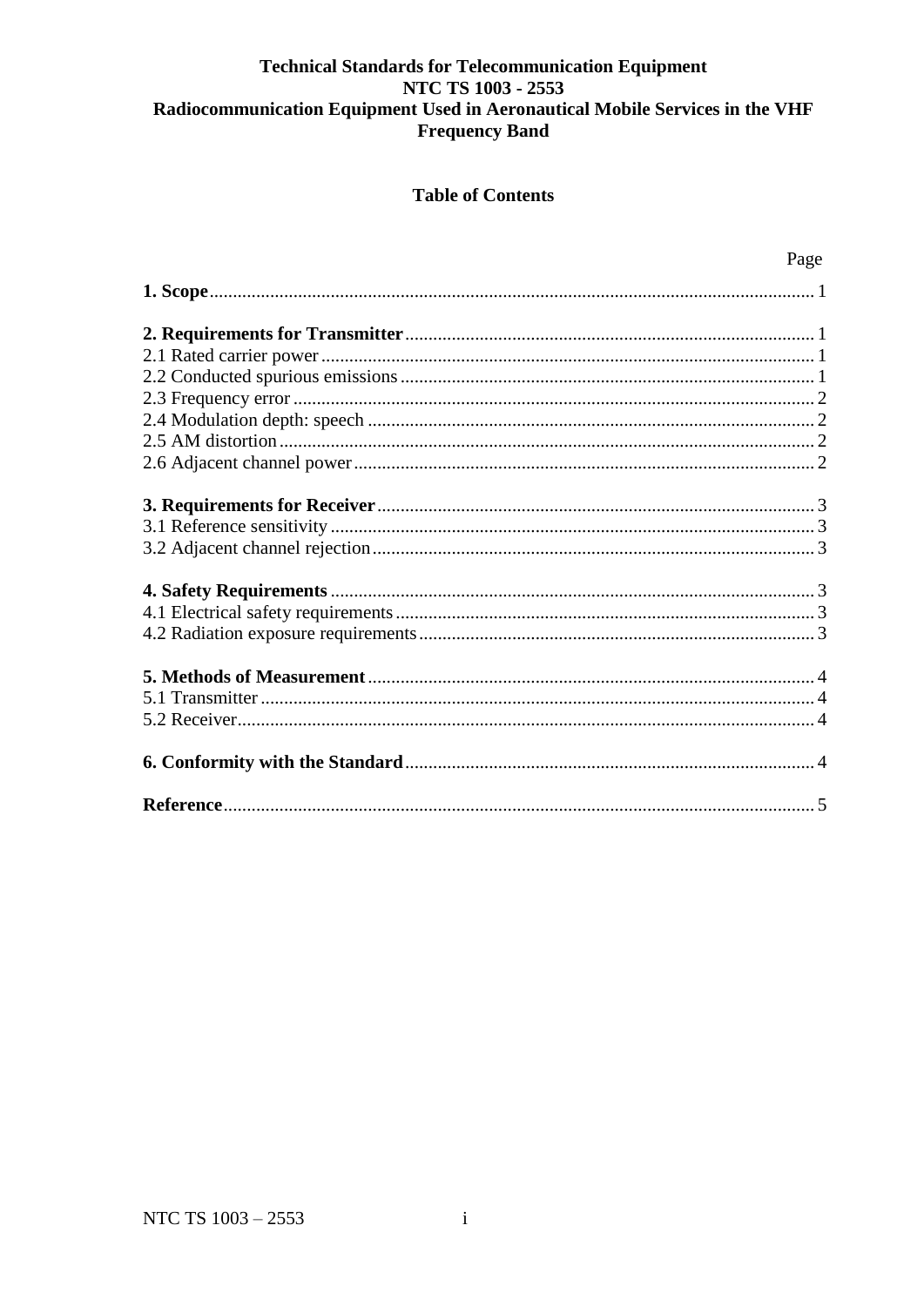# Technical Standards for Telecommunication Equipment
# NTC TS 1003 - 2553
# Radiocommunication Equipment Used in Aeronautical Mobile Services in the VHF Frequency Band

## Table of Contents

| | Page |
|---|---|
| **1. Scope** | 1 |
| **2. Requirements for Transmitter** | 1 |
| 2.1 Rated carrier power | 1 |
| 2.2 Conducted spurious emissions | 1 |
| 2.3 Frequency error | 2 |
| 2.4 Modulation depth: speech | 2 |
| 2.5 AM distortion | 2 |
| 2.6 Adjacent channel power | 2 |
| **3. Requirements for Receiver** | 3 |
| 3.1 Reference sensitivity | 3 |
| 3.2 Adjacent channel rejection | 3 |
| **4. Safety Requirements** | 3 |
| 4.1 Electrical safety requirements | 3 |
| 4.2 Radiation exposure requirements | 3 |
| **5. Methods of Measurement** | 4 |
| 5.1 Transmitter | 4 |
| 5.2 Receiver | 4 |
| **6. Conformity with the Standard** | 4 |
| **Reference** | 5 |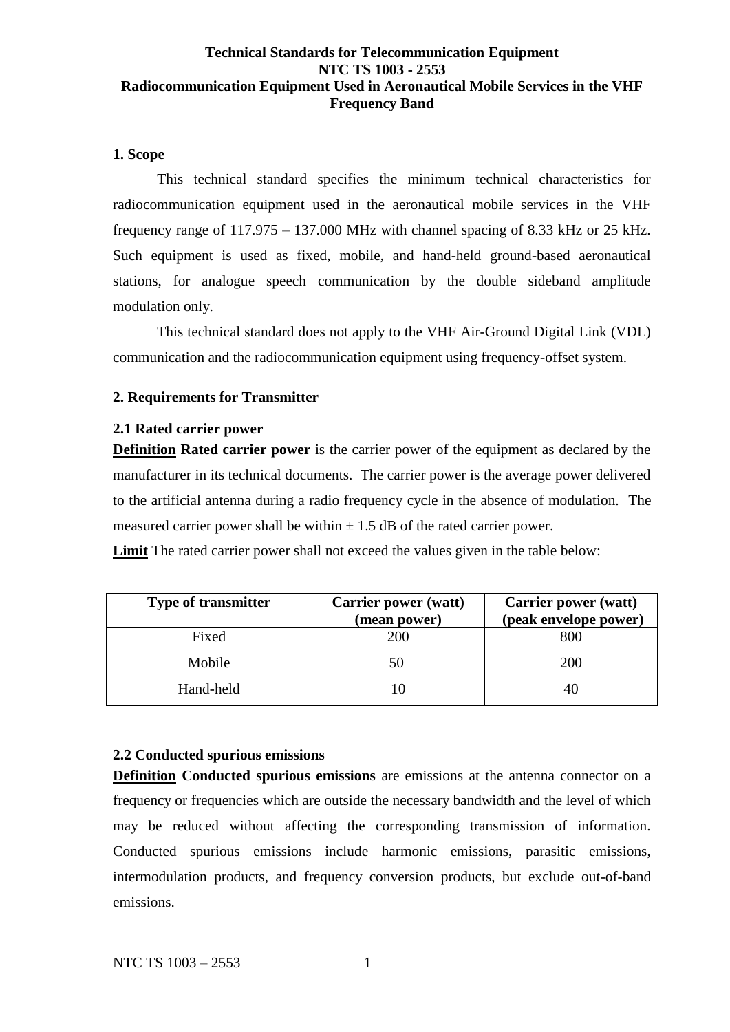# Technical Standards for Telecommunication Equipment
# NTC TS 1003 - 2553
# Radiocommunication Equipment Used in Aeronautical Mobile Services in the VHF Frequency Band

## 1. Scope

This technical standard specifies the minimum technical characteristics for radiocommunication equipment used in the aeronautical mobile services in the VHF frequency range of 117.975 – 137.000 MHz with channel spacing of 8.33 kHz or 25 kHz. Such equipment is used as fixed, mobile, and hand-held ground-based aeronautical stations, for analogue speech communication by the double sideband amplitude modulation only.

This technical standard does not apply to the VHF Air-Ground Digital Link (VDL) communication and the radiocommunication equipment using frequency-offset system.

## 2. Requirements for Transmitter

### 2.1 Rated carrier power

**Definition** **Rated carrier power** is the carrier power of the equipment as declared by the manufacturer in its technical documents. The carrier power is the average power delivered to the artificial antenna during a radio frequency cycle in the absence of modulation. The measured carrier power shall be within ± 1.5 dB of the rated carrier power.

**Limit** The rated carrier power shall not exceed the values given in the table below:

| Type of transmitter | Carrier power (watt) (mean power) | Carrier power (watt) (peak envelope power) |
|---|---|---|
| Fixed | 200 | 800 |
| Mobile | 50 | 200 |
| Hand-held | 10 | 40 |

### 2.2 Conducted spurious emissions

**Definition** **Conducted spurious emissions** are emissions at the antenna connector on a frequency or frequencies which are outside the necessary bandwidth and the level of which may be reduced without affecting the corresponding transmission of information. Conducted spurious emissions include harmonic emissions, parasitic emissions, intermodulation products, and frequency conversion products, but exclude out-of-band emissions.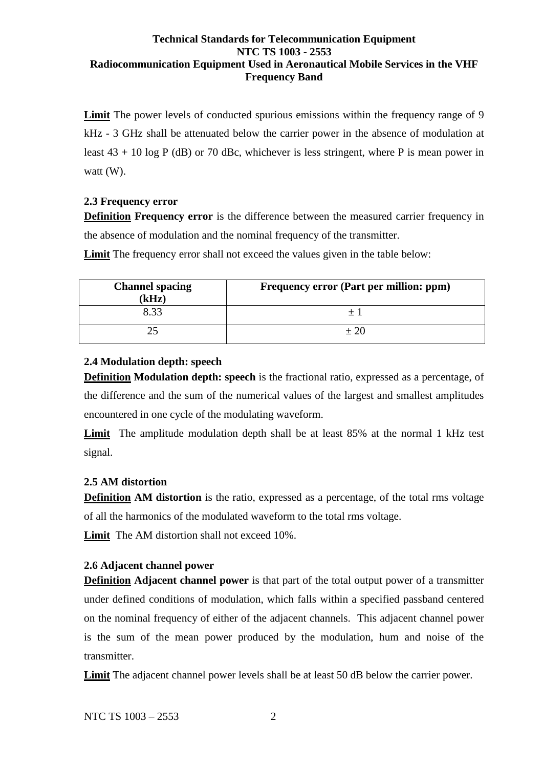**Limit** The power levels of conducted spurious emissions within the frequency range of 9 kHz - 3 GHz shall be attenuated below the carrier power in the absence of modulation at least $43 + 10 \log P$ (dB) or 70 dBc, whichever is less stringent, where P is mean power in watt (W).

### 2.3 Frequency error

**Definition** **Frequency error** is the difference between the measured carrier frequency in the absence of modulation and the nominal frequency of the transmitter.

**Limit** The frequency error shall not exceed the values given in the table below:

| Channel spacing (kHz) | Frequency error (Part per million: ppm) |
|---|---|
| 8.33 | ± 1 |
| 25 | ± 20 |

### 2.4 Modulation depth: speech

**Definition** **Modulation depth: speech** is the fractional ratio, expressed as a percentage, of the difference and the sum of the numerical values of the largest and smallest amplitudes encountered in one cycle of the modulating waveform.

**Limit** The amplitude modulation depth shall be at least 85% at the normal 1 kHz test signal.

### 2.5 AM distortion

**Definition** **AM distortion** is the ratio, expressed as a percentage, of the total rms voltage of all the harmonics of the modulated waveform to the total rms voltage.

**Limit** The AM distortion shall not exceed 10%.

### 2.6 Adjacent channel power

**Definition** **Adjacent channel power** is that part of the total output power of a transmitter under defined conditions of modulation, which falls within a specified passband centered on the nominal frequency of either of the adjacent channels. This adjacent channel power is the sum of the mean power produced by the modulation, hum and noise of the transmitter.

**Limit** The adjacent channel power levels shall be at least 50 dB below the carrier power.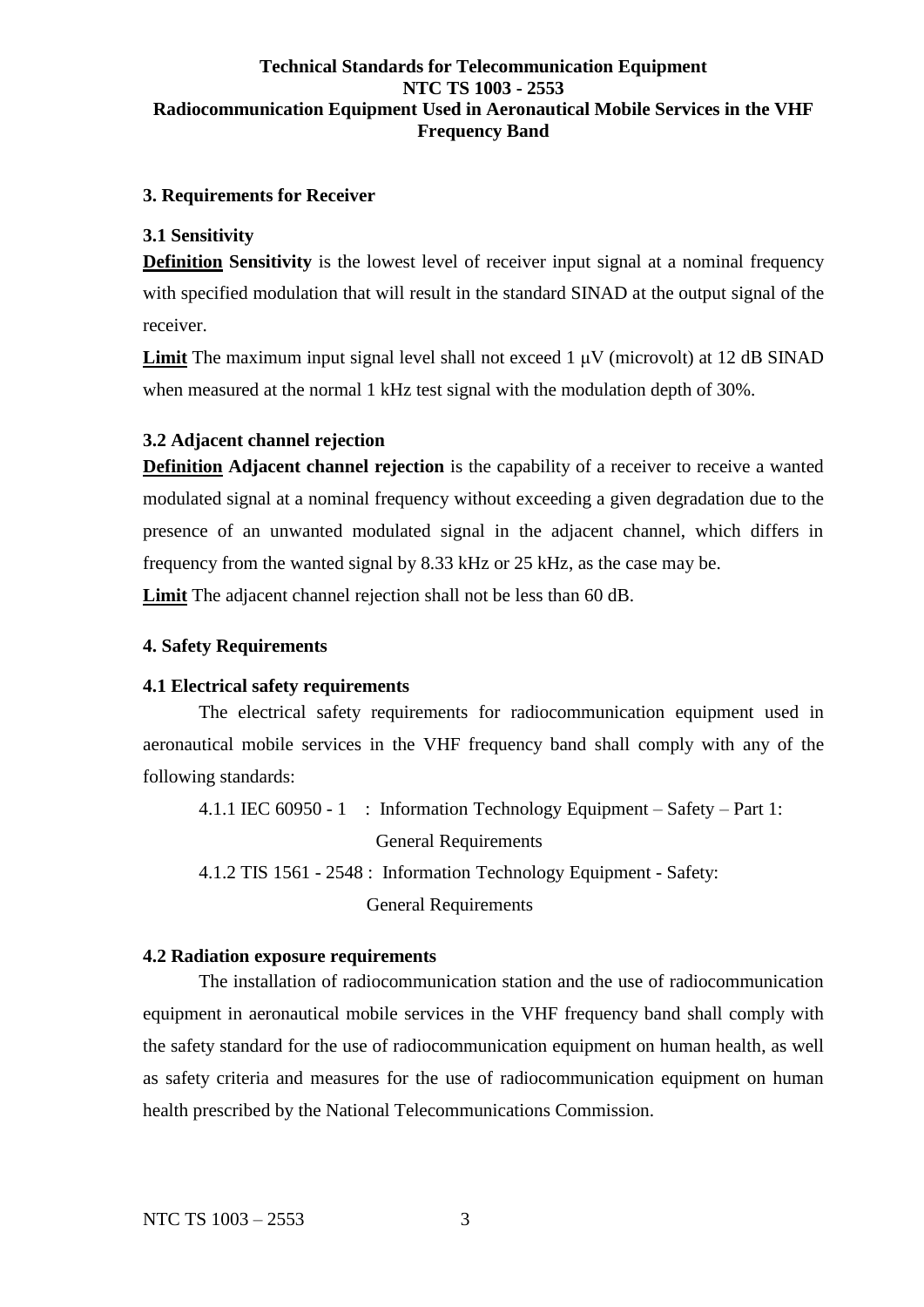## 3. Requirements for Receiver

### 3.1 Sensitivity

**Definition Sensitivity** is the lowest level of receiver input signal at a nominal frequency with specified modulation that will result in the standard SINAD at the output signal of the receiver.

**Limit** The maximum input signal level shall not exceed 1 μV (microvolt) at 12 dB SINAD when measured at the normal 1 kHz test signal with the modulation depth of 30%.

### 3.2 Adjacent channel rejection

**Definition Adjacent channel rejection** is the capability of a receiver to receive a wanted modulated signal at a nominal frequency without exceeding a given degradation due to the presence of an unwanted modulated signal in the adjacent channel, which differs in frequency from the wanted signal by 8.33 kHz or 25 kHz, as the case may be.

**Limit** The adjacent channel rejection shall not be less than 60 dB.

## 4. Safety Requirements

### 4.1 Electrical safety requirements

The electrical safety requirements for radiocommunication equipment used in aeronautical mobile services in the VHF frequency band shall comply with any of the following standards:

4.1.1 IEC 60950 - 1 : Information Technology Equipment – Safety – Part 1: General Requirements

4.1.2 TIS 1561 - 2548 : Information Technology Equipment - Safety: General Requirements

### 4.2 Radiation exposure requirements

The installation of radiocommunication station and the use of radiocommunication equipment in aeronautical mobile services in the VHF frequency band shall comply with the safety standard for the use of radiocommunication equipment on human health, as well as safety criteria and measures for the use of radiocommunication equipment on human health prescribed by the National Telecommunications Commission.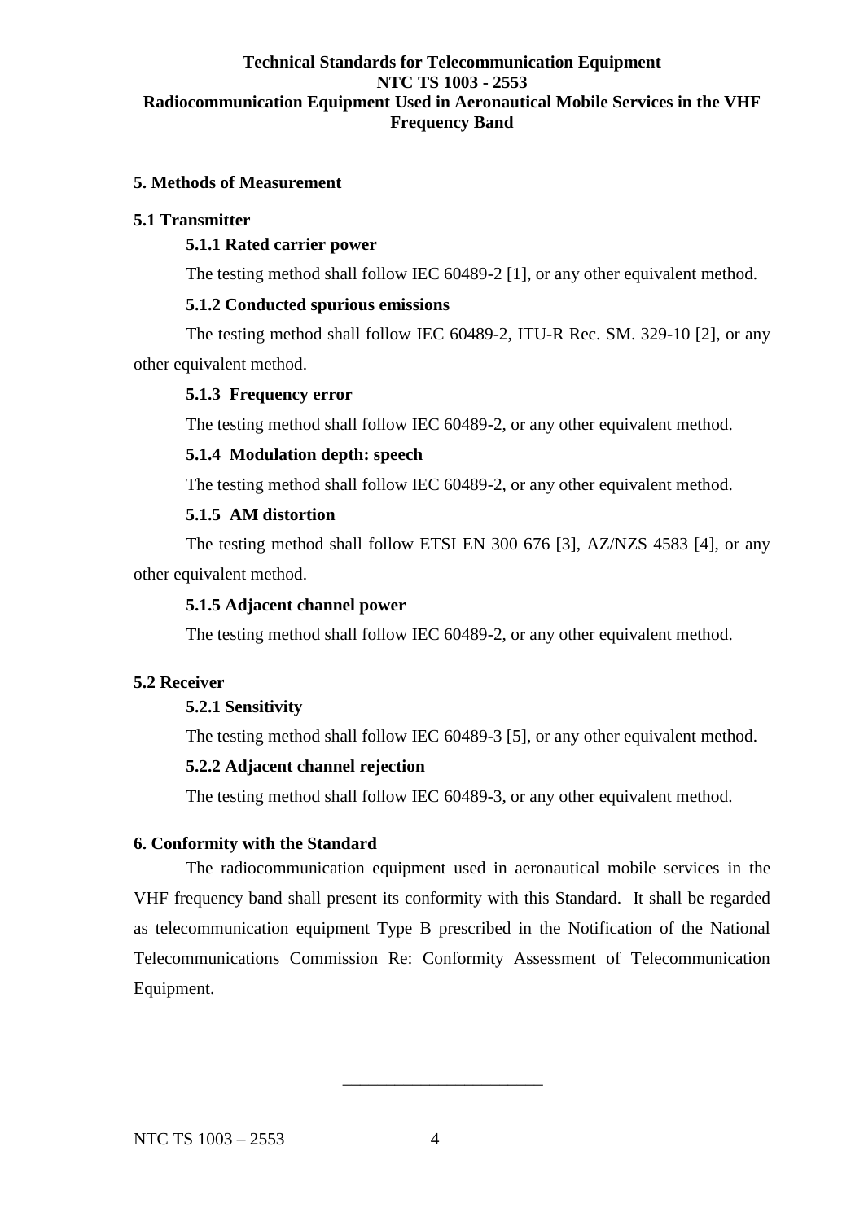## 5. Methods of Measurement

### 5.1 Transmitter

#### 5.1.1 Rated carrier power

The testing method shall follow IEC 60489-2 [1], or any other equivalent method.

#### 5.1.2 Conducted spurious emissions

The testing method shall follow IEC 60489-2, ITU-R Rec. SM. 329-10 [2], or any other equivalent method.

#### 5.1.3 Frequency error

The testing method shall follow IEC 60489-2, or any other equivalent method.

#### 5.1.4 Modulation depth: speech

The testing method shall follow IEC 60489-2, or any other equivalent method.

#### 5.1.5 AM distortion

The testing method shall follow ETSI EN 300 676 [3], AZ/NZS 4583 [4], or any other equivalent method.

#### 5.1.5 Adjacent channel power

The testing method shall follow IEC 60489-2, or any other equivalent method.

### 5.2 Receiver

#### 5.2.1 Sensitivity

The testing method shall follow IEC 60489-3 [5], or any other equivalent method.

#### 5.2.2 Adjacent channel rejection

The testing method shall follow IEC 60489-3, or any other equivalent method.

## 6. Conformity with the Standard

The radiocommunication equipment used in aeronautical mobile services in the VHF frequency band shall present its conformity with this Standard. It shall be regarded as telecommunication equipment Type B prescribed in the Notification of the National Telecommunications Commission Re: Conformity Assessment of Telecommunication Equipment.

\_\_\_\_\_\_\_\_\_\_\_\_\_\_\_\_\_\_\_\_\_\_\_\_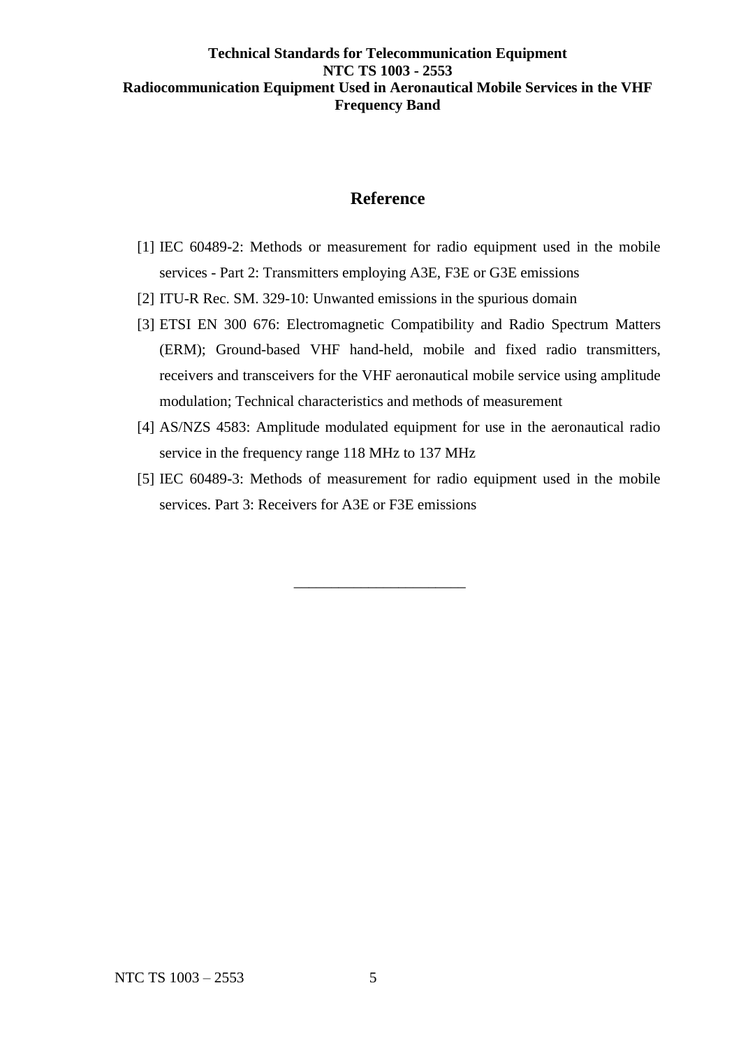## Reference

[1] IEC 60489-2: Methods or measurement for radio equipment used in the mobile services - Part 2: Transmitters employing A3E, F3E or G3E emissions

[2] ITU-R Rec. SM. 329-10: Unwanted emissions in the spurious domain

[3] ETSI EN 300 676: Electromagnetic Compatibility and Radio Spectrum Matters (ERM); Ground-based VHF hand-held, mobile and fixed radio transmitters, receivers and transceivers for the VHF aeronautical mobile service using amplitude modulation; Technical characteristics and methods of measurement

[4] AS/NZS 4583: Amplitude modulated equipment for use in the aeronautical radio service in the frequency range 118 MHz to 137 MHz

[5] IEC 60489-3: Methods of measurement for radio equipment used in the mobile services. Part 3: Receivers for A3E or F3E emissions

______________________